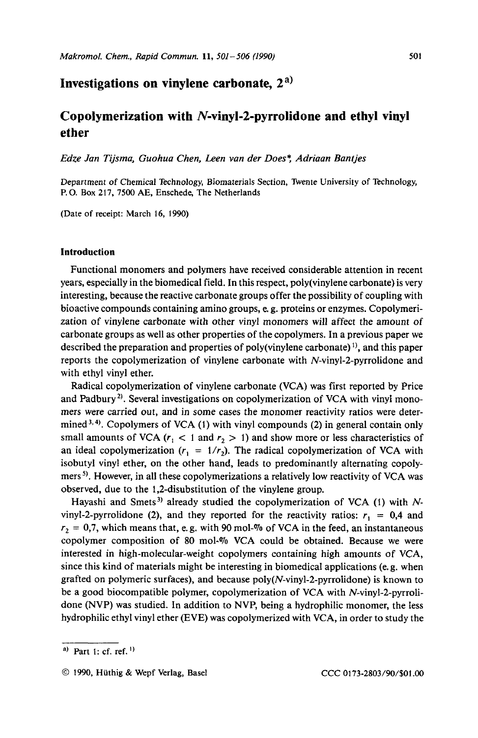# Investigations on vinylene carbonate, 2[a)]

## Copolymerization with *N*-vinyl-2-pyrrolidone and ethyl vinyl ether

*Edze Jan Tijsma, Guohua Chen, Leen van der Does*, Adriaan Bantjes*

Department of Chemical Technology, Biomaterials Section, Twente University of Technology, P. O. Box 217, 7500 AE, Enschede, The Netherlands

(Date of receipt: March 16, 1990)

### Introduction

Functional monomers and polymers have received considerable attention in recent years, especially in the biomedical field. In this respect, poly(vinylene carbonate) is very interesting, because the reactive carbonate groups offer the possibility of coupling with bioactive compounds containing amino groups, e. g. proteins or enzymes. Copolymerization of vinylene carbonate with other vinyl monomers will affect the amount of carbonate groups as well as other properties of the copolymers. In a previous paper we described the preparation and properties of poly(vinylene carbonate)[1)], and this paper reports the copolymerization of vinylene carbonate with *N*-vinyl-2-pyrrolidone and with ethyl vinyl ether.

Radical copolymerization of vinylene carbonate (VCA) was first reported by Price and Padbury[2)]. Several investigations on copolymerization of VCA with vinyl monomers were carried out, and in some cases the monomer reactivity ratios were determined[3,4)]. Copolymers of VCA (1) with vinyl compounds (2) in general contain only small amounts of VCA ($r_1 < 1$ and $r_2 > 1$) and show more or less characteristics of an ideal copolymerization ($r_1 = 1/r_2$). The radical copolymerization of VCA with isobutyl vinyl ether, on the other hand, leads to predominantly alternating copolymers[5)]. However, in all these copolymerizations a relatively low reactivity of VCA was observed, due to the 1,2-disubstitution of the vinylene group.

Hayashi and Smets[3)] already studied the copolymerization of VCA (1) with *N*-vinyl-2-pyrrolidone (2), and they reported for the reactivity ratios: $r_1 = 0{,}4$ and $r_2 = 0{,}7$, which means that, e. g. with 90 mol-% of VCA in the feed, an instantaneous copolymer composition of 80 mol-% VCA could be obtained. Because we were interested in high-molecular-weight copolymers containing high amounts of VCA, since this kind of materials might be interesting in biomedical applications (e. g. when grafted on polymeric surfaces), and because poly(*N*-vinyl-2-pyrrolidone) is known to be a good biocompatible polymer, copolymerization of VCA with *N*-vinyl-2-pyrrolidone (NVP) was studied. In addition to NVP, being a hydrophilic monomer, the less hydrophilic ethyl vinyl ether (EVE) was copolymerized with VCA, in order to study the

---

[a)] Part 1: cf. ref. [1)]

© 1990, Hüthig & Wepf Verlag, Basel CCC 0173-2803/90/$01.00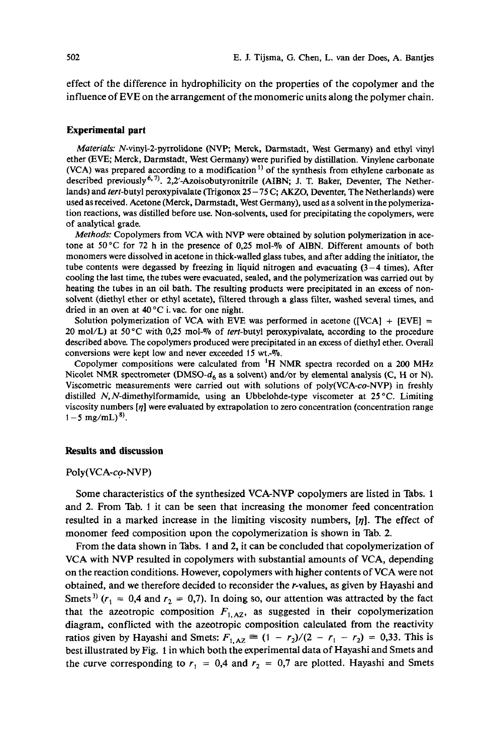effect of the difference in hydrophilicity on the properties of the copolymer and the influence of EVE on the arrangement of the monomeric units along the polymer chain.

## Experimental part

*Materials:* N-vinyl-2-pyrrolidone (NVP; Merck, Darmstadt, West Germany) and ethyl vinyl ether (EVE; Merck, Darmstadt, West Germany) were purified by distillation. Vinylene carbonate (VCA) was prepared according to a modification[1] of the synthesis from ethylene carbonate as described previously[6,7]. 2,2'-Azoisobutyronitrile (AIBN; J. T. Baker, Deventer, The Netherlands) and *tert*-butyl peroxypivalate (Trigonox 25–75 C; AKZO, Deventer, The Netherlands) were used as received. Acetone (Merck, Darmstadt, West Germany), used as a solvent in the polymerization reactions, was distilled before use. Non-solvents, used for precipitating the copolymers, were of analytical grade.

*Methods:* Copolymers from VCA with NVP were obtained by solution polymerization in acetone at 50 °C for 72 h in the presence of 0,25 mol-% of AIBN. Different amounts of both monomers were dissolved in acetone in thick-walled glass tubes, and after adding the initiator, the tube contents were degassed by freezing in liquid nitrogen and evacuating (3–4 times). After cooling the last time, the tubes were evacuated, sealed, and the polymerization was carried out by heating the tubes in an oil bath. The resulting products were precipitated in an excess of non-solvent (diethyl ether or ethyl acetate), filtered through a glass filter, washed several times, and dried in an oven at 40 °C i. vac. for one night.

Solution polymerization of VCA with EVE was performed in acetone ([VCA] + [EVE] = 20 mol/L) at 50 °C with 0,25 mol-% of *tert*-butyl peroxypivalate, according to the procedure described above. The copolymers produced were precipitated in an excess of diethyl ether. Overall conversions were kept low and never exceeded 15 wt.-%.

Copolymer compositions were calculated from $^1H$ NMR spectra recorded on a 200 MHz Nicolet NMR spectrometer (DMSO-$d_6$ as a solvent) and/or by elemental analysis (C, H or N). Viscometric measurements were carried out with solutions of poly(VCA-*co*-NVP) in freshly distilled *N,N*-dimethylformamide, using an Ubbelohde-type viscometer at 25 °C. Limiting viscosity numbers $[\eta]$ were evaluated by extrapolation to zero concentration (concentration range 1–5 mg/mL)[8].

## Results and discussion

### Poly(VCA-*co*-NVP)

Some characteristics of the synthesized VCA-NVP copolymers are listed in Tabs. 1 and 2. From Tab. 1 it can be seen that increasing the monomer feed concentration resulted in a marked increase in the limiting viscosity numbers, $[\eta]$. The effect of monomer feed composition upon the copolymerization is shown in Tab. 2.

From the data shown in Tabs. 1 and 2, it can be concluded that copolymerization of VCA with NVP resulted in copolymers with substantial amounts of VCA, depending on the reaction conditions. However, copolymers with higher contents of VCA were not obtained, and we therefore decided to reconsider the *r*-values, as given by Hayashi and Smets[3] ($r_1$ = 0,4 and $r_2$ = 0,7). In doing so, our attention was attracted by the fact that the azeotropic composition $F_{1,AZ}$, as suggested in their copolymerization diagram, conflicted with the azeotropic composition calculated from the reactivity ratios given by Hayashi and Smets: $F_{1,AZ} \equiv (1 - r_2)/(2 - r_1 - r_2) = 0{,}33$. This is best illustrated by Fig. 1 in which both the experimental data of Hayashi and Smets and the curve corresponding to $r_1$ = 0,4 and $r_2$ = 0,7 are plotted. Hayashi and Smets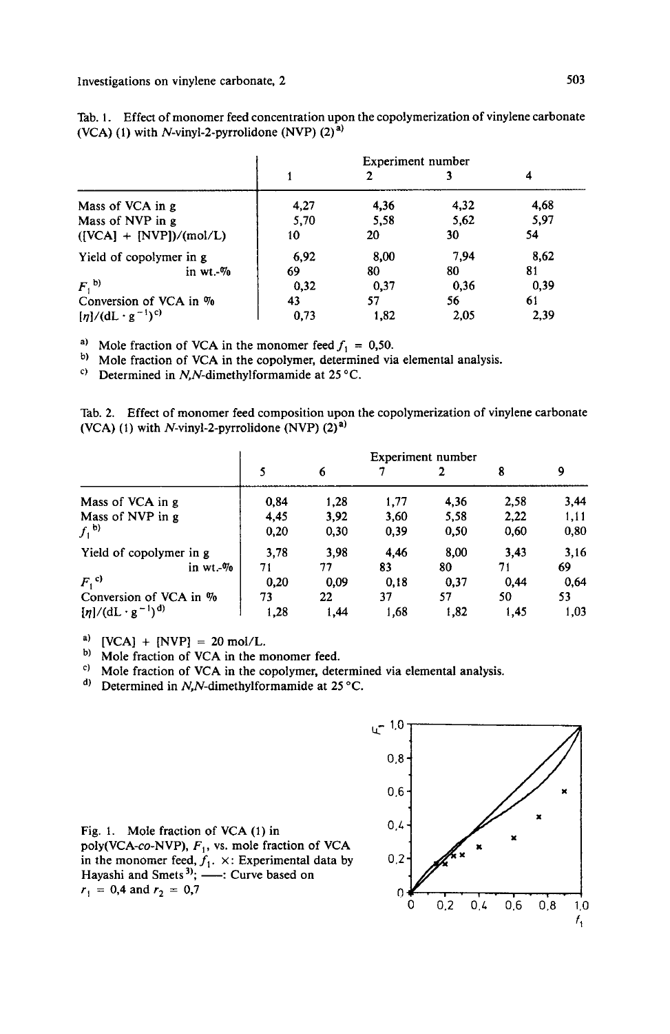Tab. 1. Effect of monomer feed concentration upon the copolymerization of vinylene carbonate (VCA) (1) with *N*-vinyl-2-pyrrolidone (NVP) (2)[a]

| | Experiment number | | | |
|---|---|---|---|---|
| | 1 | 2 | 3 | 4 |
| Mass of VCA in g | 4,27 | 4,36 | 4,32 | 4,68 |
| Mass of NVP in g | 5,70 | 5,58 | 5,62 | 5,97 |
| ([VCA] + [NVP])/(mol/L) | 10 | 20 | 30 | 54 |
| Yield of copolymer in g | 6,92 | 8,00 | 7,94 | 8,62 |
| in wt.-% | 69 | 80 | 80 | 81 |
| $F_1$ [b] | 0,32 | 0,37 | 0,36 | 0,39 |
| Conversion of VCA in % | 43 | 57 | 56 | 61 |
| $[\eta]/(\mathrm{dL \cdot g^{-1}})$ [c] | 0,73 | 1,82 | 2,05 | 2,39 |

[a] Mole fraction of VCA in the monomer feed $f_1$ = 0,50.
[b] Mole fraction of VCA in the copolymer, determined via elemental analysis.
[c] Determined in *N,N*-dimethylformamide at 25 °C.

Tab. 2. Effect of monomer feed composition upon the copolymerization of vinylene carbonate (VCA) (1) with *N*-vinyl-2-pyrrolidone (NVP) (2)[a]

| | Experiment number | | | | | |
|---|---|---|---|---|---|---|
| | 5 | 6 | 7 | 2 | 8 | 9 |
| Mass of VCA in g | 0,84 | 1,28 | 1,77 | 4,36 | 2,58 | 3,44 |
| Mass of NVP in g | 4,45 | 3,92 | 3,60 | 5,58 | 2,22 | 1,11 |
| $f_1$ [b] | 0,20 | 0,30 | 0,39 | 0,50 | 0,60 | 0,80 |
| Yield of copolymer in g | 3,78 | 3,98 | 4,46 | 8,00 | 3,43 | 3,16 |
| in wt.-% | 71 | 77 | 83 | 80 | 71 | 69 |
| $F_1$ [c] | 0,20 | 0,09 | 0,18 | 0,37 | 0,44 | 0,64 |
| Conversion of VCA in % | 73 | 22 | 37 | 57 | 50 | 53 |
| $[\eta]/(\mathrm{dL \cdot g^{-1}})$ [d] | 1,28 | 1,44 | 1,68 | 1,82 | 1,45 | 1,03 |

[a] [VCA] + [NVP] = 20 mol/L.
[b] Mole fraction of VCA in the monomer feed.
[c] Mole fraction of VCA in the copolymer, determined via elemental analysis.
[d] Determined in *N,N*-dimethylformamide at 25 °C.

Fig. 1. Mole fraction of VCA (1) in poly(VCA-*co*-NVP), $F_1$, vs. mole fraction of VCA in the monomer feed, $f_1$. ×: Experimental data by Hayashi and Smets[3]; ——: Curve based on $r_1$ = 0,4 and $r_2$ = 0,7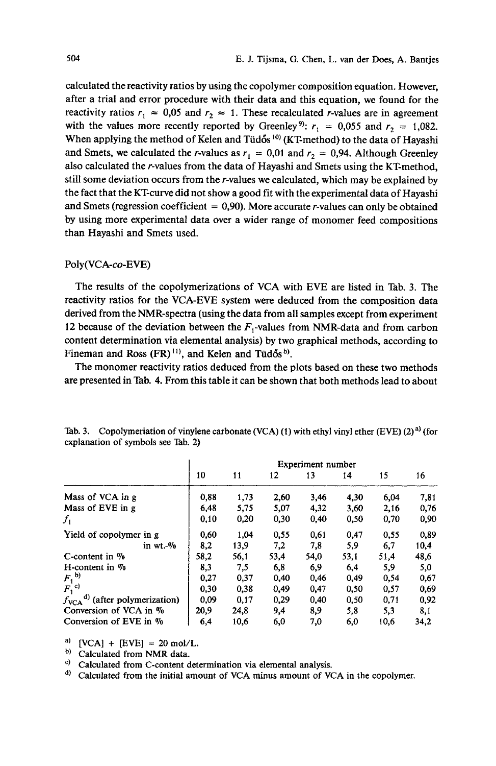calculated the reactivity ratios by using the copolymer composition equation. However, after a trial and error procedure with their data and this equation, we found for the reactivity ratios $r_1 \approx 0,05$ and $r_2 \approx 1$. These recalculated r-values are in agreement with the values more recently reported by Greenley[9]: $r_1 = 0,055$ and $r_2 = 1,082$. When applying the method of Kelen and Tüdős[10] (KT-method) to the data of Hayashi and Smets, we calculated the r-values as $r_1 = 0,01$ and $r_2 = 0,94$. Although Greenley also calculated the r-values from the data of Hayashi and Smets using the KT-method, still some deviation occurs from the r-values we calculated, which may be explained by the fact that the KT-curve did not show a good fit with the experimental data of Hayashi and Smets (regression coefficient = 0,90). More accurate r-values can only be obtained by using more experimental data over a wider range of monomer feed compositions than Hayashi and Smets used.

## Poly(VCA-*co*-EVE)

The results of the copolymerizations of VCA with EVE are listed in Tab. 3. The reactivity ratios for the VCA-EVE system were deduced from the composition data derived from the NMR-spectra (using the data from all samples except from experiment 12 because of the deviation between the $F_1$-values from NMR-data and from carbon content determination via elemental analysis) by two graphical methods, according to Fineman and Ross (FR)[11], and Kelen and Tüdős[b].

The monomer reactivity ratios deduced from the plots based on these two methods are presented in Tab. 4. From this table it can be shown that both methods lead to about

Tab. 3. Copolymeriation of vinylene carbonate (VCA) (1) with ethyl vinyl ether (EVE) (2)[a] (for explanation of symbols see Tab. 2)

| | Experiment number | | | | | | |
|---|---|---|---|---|---|---|---|
| | 10 | 11 | 12 | 13 | 14 | 15 | 16 |
| Mass of VCA in g | 0,88 | 1,73 | 2,60 | 3,46 | 4,30 | 6,04 | 7,81 |
| Mass of EVE in g | 6,48 | 5,75 | 5,07 | 4,32 | 3,60 | 2,16 | 0,76 |
| $f_1$ | 0,10 | 0,20 | 0,30 | 0,40 | 0,50 | 0,70 | 0,90 |
| Yield of copolymer in g | 0,60 | 1,04 | 0,55 | 0,61 | 0,47 | 0,55 | 0,89 |
| in wt.-% | 8,2 | 13,9 | 7,2 | 7,8 | 5,9 | 6,7 | 10,4 |
| C-content in % | 58,2 | 56,1 | 53,4 | 54,0 | 53,1 | 51,4 | 48,6 |
| H-content in % | 8,3 | 7,5 | 6,8 | 6,9 | 6,4 | 5,9 | 5,0 |
| $F_1$ [b] | 0,27 | 0,37 | 0,40 | 0,46 | 0,49 | 0,54 | 0,67 |
| $F_1$ [c] | 0,30 | 0,38 | 0,49 | 0,47 | 0,50 | 0,57 | 0,69 |
| $f_{VCA}$ [d] (after polymerization) | 0,09 | 0,17 | 0,29 | 0,40 | 0,50 | 0,71 | 0,92 |
| Conversion of VCA in % | 20,9 | 24,8 | 9,4 | 8,9 | 5,8 | 5,3 | 8,1 |
| Conversion of EVE in % | 6,4 | 10,6 | 6,0 | 7,0 | 6,0 | 10,6 | 34,2 |

[a] [VCA] + [EVE] = 20 mol/L.
[b] Calculated from NMR data.
[c] Calculated from C-content determination via elemental analysis.
[d] Calculated from the initial amount of VCA minus amount of VCA in the copolymer.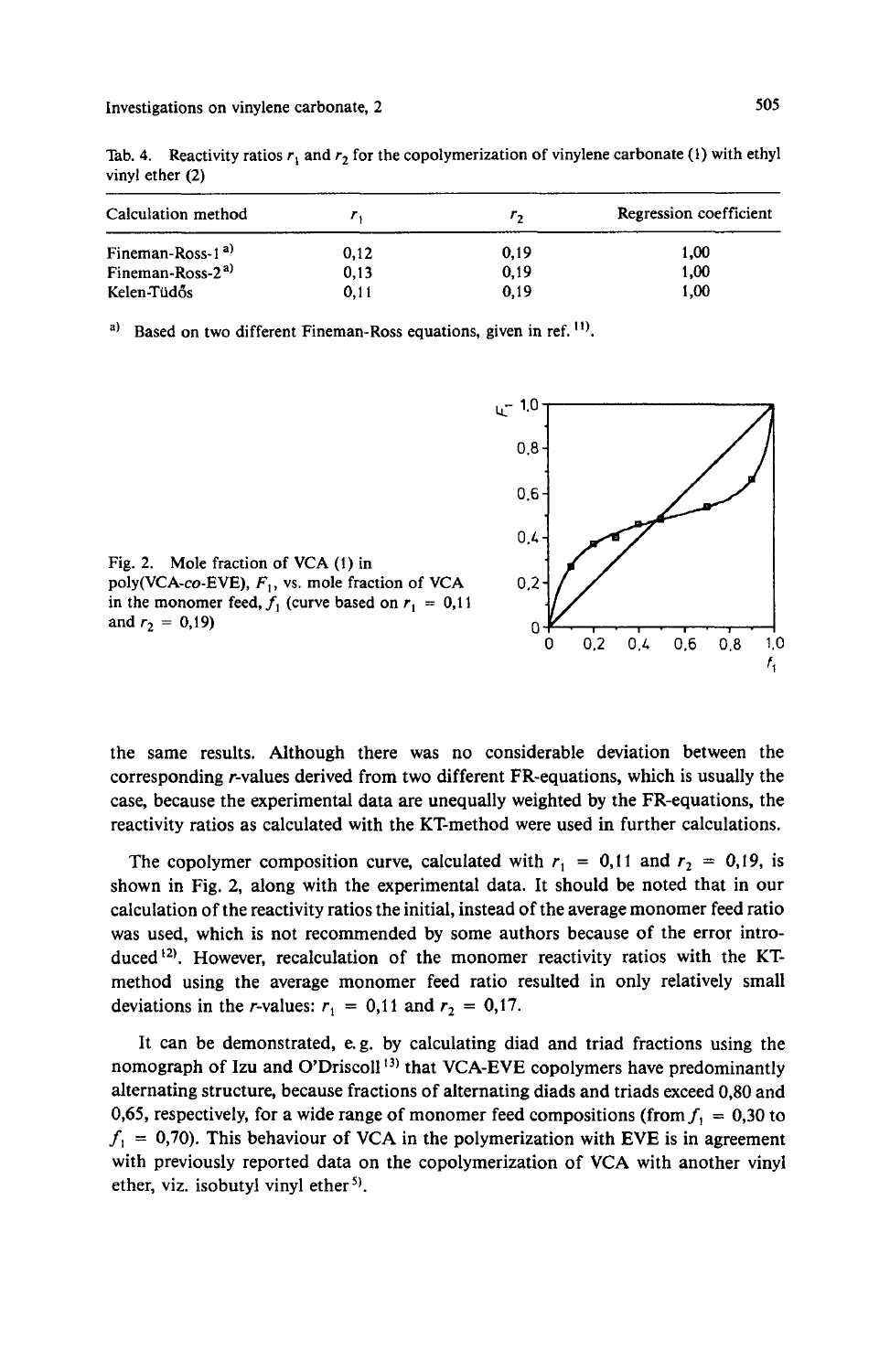Tab. 4. Reactivity ratios $r_1$ and $r_2$ for the copolymerization of vinylene carbonate (1) with ethyl vinyl ether (2)

| Calculation method | $r_1$ | $r_2$ | Regression coefficient |
|---|---|---|---|
| Fineman-Ross-1 [a] | 0,12 | 0,19 | 1,00 |
| Fineman-Ross-2 [a] | 0,13 | 0,19 | 1,00 |
| Kelen-Tüdős | 0,11 | 0,19 | 1,00 |

[a] Based on two different Fineman-Ross equations, given in ref. [11].

Fig. 2. Mole fraction of VCA (1) in poly(VCA-*co*-EVE), $F_1$, vs. mole fraction of VCA in the monomer feed, $f_1$ (curve based on $r_1$ = 0,11 and $r_2$ = 0,19)

the same results. Although there was no considerable deviation between the corresponding *r*-values derived from two different FR-equations, which is usually the case, because the experimental data are unequally weighted by the FR-equations, the reactivity ratios as calculated with the KT-method were used in further calculations.

The copolymer composition curve, calculated with $r_1$ = 0,11 and $r_2$ = 0,19, is shown in Fig. 2, along with the experimental data. It should be noted that in our calculation of the reactivity ratios the initial, instead of the average monomer feed ratio was used, which is not recommended by some authors because of the error introduced [12]. However, recalculation of the monomer reactivity ratios with the KT-method using the average monomer feed ratio resulted in only relatively small deviations in the *r*-values: $r_1$ = 0,11 and $r_2$ = 0,17.

It can be demonstrated, e. g. by calculating diad and triad fractions using the nomograph of Izu and O'Driscoll [13] that VCA-EVE copolymers have predominantly alternating structure, because fractions of alternating diads and triads exceed 0,80 and 0,65, respectively, for a wide range of monomer feed compositions (from $f_1$ = 0,30 to $f_1$ = 0,70). This behaviour of VCA in the polymerization with EVE is in agreement with previously reported data on the copolymerization of VCA with another vinyl ether, viz. isobutyl vinyl ether [5].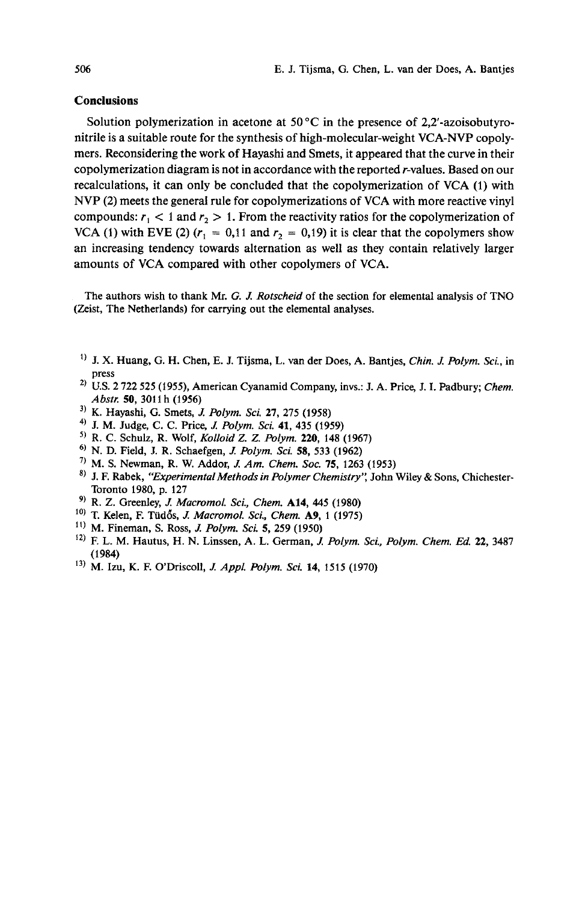## Conclusions

Solution polymerization in acetone at 50 °C in the presence of 2,2′-azoisobutyronitrile is a suitable route for the synthesis of high-molecular-weight VCA-NVP copolymers. Reconsidering the work of Hayashi and Smets, it appeared that the curve in their copolymerization diagram is not in accordance with the reported *r*-values. Based on our recalculations, it can only be concluded that the copolymerization of VCA (1) with NVP (2) meets the general rule for copolymerizations of VCA with more reactive vinyl compounds: $r_1 < 1$ and $r_2 > 1$. From the reactivity ratios for the copolymerization of VCA (1) with EVE (2) ($r_1 = 0{,}11$ and $r_2 = 0{,}19$) it is clear that the copolymers show an increasing tendency towards alternation as well as they contain relatively larger amounts of VCA compared with other copolymers of VCA.

The authors wish to thank Mr. *G. J. Rotscheid* of the section for elemental analysis of TNO (Zeist, The Netherlands) for carrying out the elemental analyses.

[1] J. X. Huang, G. H. Chen, E. J. Tijsma, L. van der Does, A. Bantjes, *Chin. J. Polym. Sci.*, in press

[2] U.S. 2 722 525 (1955), American Cyanamid Company, invs.: J. A. Price, J. I. Padbury; *Chem. Abstr.* **50**, 3011 h (1956)

[3] K. Hayashi, G. Smets, *J. Polym. Sci.* **27**, 275 (1958)

[4] J. M. Judge, C. C. Price, *J. Polym. Sci.* **41**, 435 (1959)

[5] R. C. Schulz, R. Wolf, *Kolloid Z. Z. Polym.* **220**, 148 (1967)

[6] N. D. Field, J. R. Schaefgen, *J. Polym. Sci.* **58**, 533 (1962)

[7] M. S. Newman, R. W. Addor, *J. Am. Chem. Soc.* **75**, 1263 (1953)

[8] J. F. Rabek, *"Experimental Methods in Polymer Chemistry"*, John Wiley & Sons, Chichester-Toronto 1980, p. 127

[9] R. Z. Greenley, *J. Macromol. Sci., Chem.* **A14**, 445 (1980)

[10] T. Kelen, F. Tüdős, *J. Macromol. Sci., Chem.* **A9**, 1 (1975)

[11] M. Fineman, S. Ross, *J. Polym. Sci.* **5**, 259 (1950)

[12] F. L. M. Hautus, H. N. Linssen, A. L. German, *J. Polym. Sci., Polym. Chem. Ed.* **22**, 3487 (1984)

[13] M. Izu, K. F. O'Driscoll, *J. Appl. Polym. Sci.* **14**, 1515 (1970)